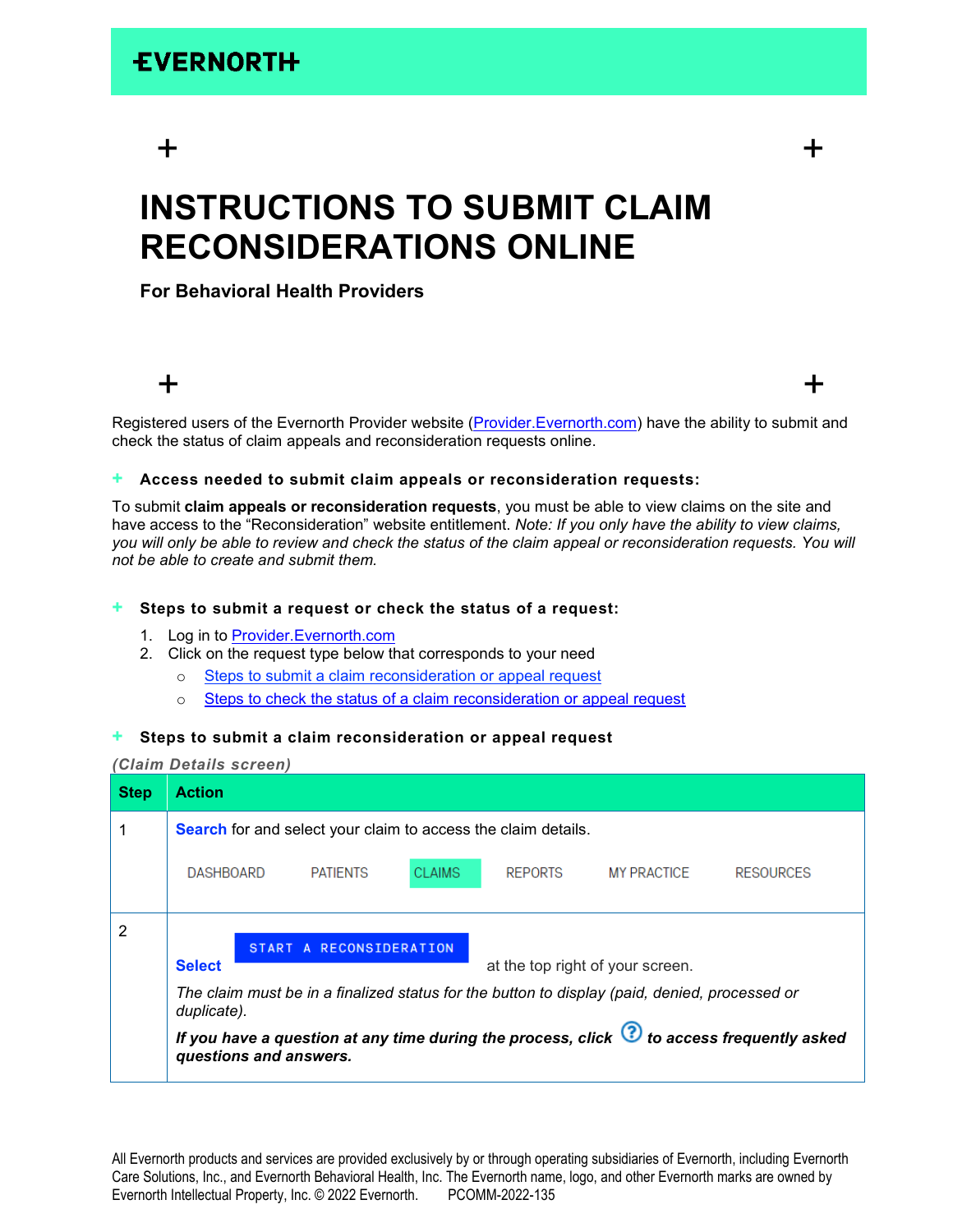**EVERNORTH**

# INSTRUCTIONS TO SUBMIT CLAIM RECONSIDERATIONS ONLINE

**For Behavioral Health Providers**

Registered users of the Evernorth Provider website ([Provider.Evernorth.com](Provider.Evernorth.com)) have the ability to submit and check the status of claim appeals and reconsideration requests online.

## Access needed to submit claim appeals or reconsideration requests:

To submit **claim appeals or reconsideration requests**, you must be able to view claims on the site and have access to the “Reconsideration” website entitlement. *Note: If you only have the ability to view claims, you will only be able to review and check the status of the claim appeal or reconsideration requests. You will not be able to create and submit them.*

## Steps to submit a request or check the status of a request:

1. Log in to [Provider.Evernorth.com](Provider.Evernorth.com)
2. Click on the request type below that corresponds to your need
   - Steps to submit a claim reconsideration or appeal request
   - Steps to check the status of a claim reconsideration or appeal request

## Steps to submit a claim reconsideration or appeal request

***(Claim Details screen)***

| Step | Action |
|---|---|
| 1 | **Search** for and select your claim to access the claim details.<br>DASHBOARD PATIENTS CLAIMS REPORTS MY PRACTICE RESOURCES |
| 2 | **Select** START A RECONSIDERATION at the top right of your screen.<br>*The claim must be in a finalized status for the button to display (paid, denied, processed or duplicate).*<br>***If you have a question at any time during the process, click ? to access frequently asked questions and answers.*** |

All Evernorth products and services are provided exclusively by or through operating subsidiaries of Evernorth, including Evernorth Care Solutions, Inc., and Evernorth Behavioral Health, Inc. The Evernorth name, logo, and other Evernorth marks are owned by Evernorth Intellectual Property, Inc. © 2022 Evernorth. PCOMM-2022-135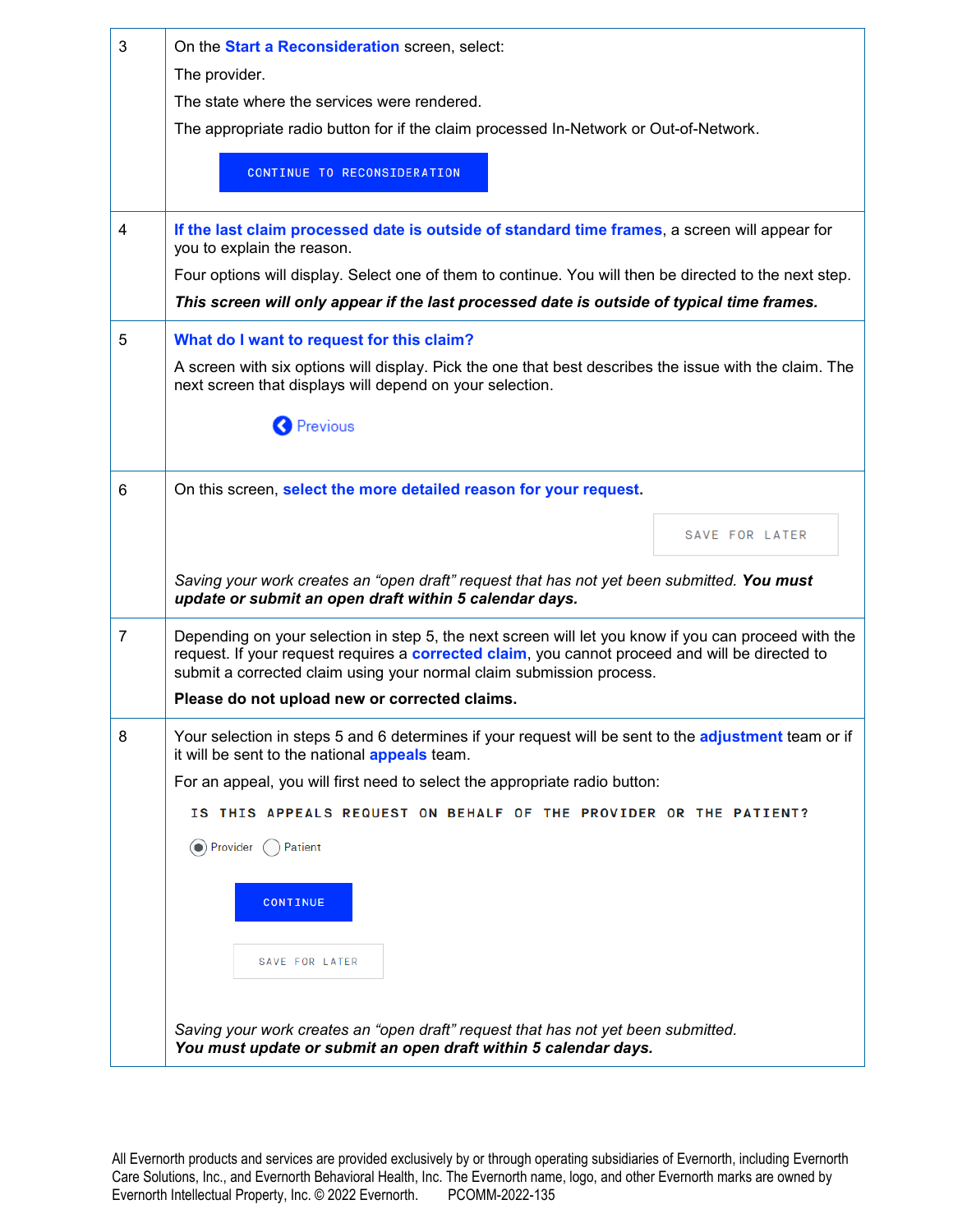| | |
|---|---|
| 3 | On the **Start a Reconsideration** screen, select:<br>The provider.<br>The state where the services were rendered.<br>The appropriate radio button for if the claim processed In-Network or Out-of-Network.<br>CONTINUE TO RECONSIDERATION |
| 4 | **If the last claim processed date is outside of standard time frames**, a screen will appear for you to explain the reason.<br>Four options will display. Select one of them to continue. You will then be directed to the next step.<br>***This screen will only appear if the last processed date is outside of typical time frames.*** |
| 5 | **What do I want to request for this claim?**<br>A screen with six options will display. Pick the one that best describes the issue with the claim. The next screen that displays will depend on your selection.<br>Previous |
| 6 | On this screen, **select the more detailed reason for your request.**<br>SAVE FOR LATER<br>*Saving your work creates an "open draft" request that has not yet been submitted.* ***You must update or submit an open draft within 5 calendar days.*** |
| 7 | Depending on your selection in step 5, the next screen will let you know if you can proceed with the request. If your request requires a **corrected claim**, you cannot proceed and will be directed to submit a corrected claim using your normal claim submission process.<br>**Please do not upload new or corrected claims.** |
| 8 | Your selection in steps 5 and 6 determines if your request will be sent to the **adjustment** team or if it will be sent to the national **appeals** team.<br>For an appeal, you will first need to select the appropriate radio button:<br>IS THIS APPEALS REQUEST ON BEHALF OF THE PROVIDER OR THE PATIENT?<br>Provider Patient<br>CONTINUE<br>SAVE FOR LATER<br>*Saving your work creates an "open draft" request that has not yet been submitted.*<br>***You must update or submit an open draft within 5 calendar days.*** |

All Evernorth products and services are provided exclusively by or through operating subsidiaries of Evernorth, including Evernorth Care Solutions, Inc., and Evernorth Behavioral Health, Inc. The Evernorth name, logo, and other Evernorth marks are owned by Evernorth Intellectual Property, Inc. © 2022 Evernorth. PCOMM-2022-135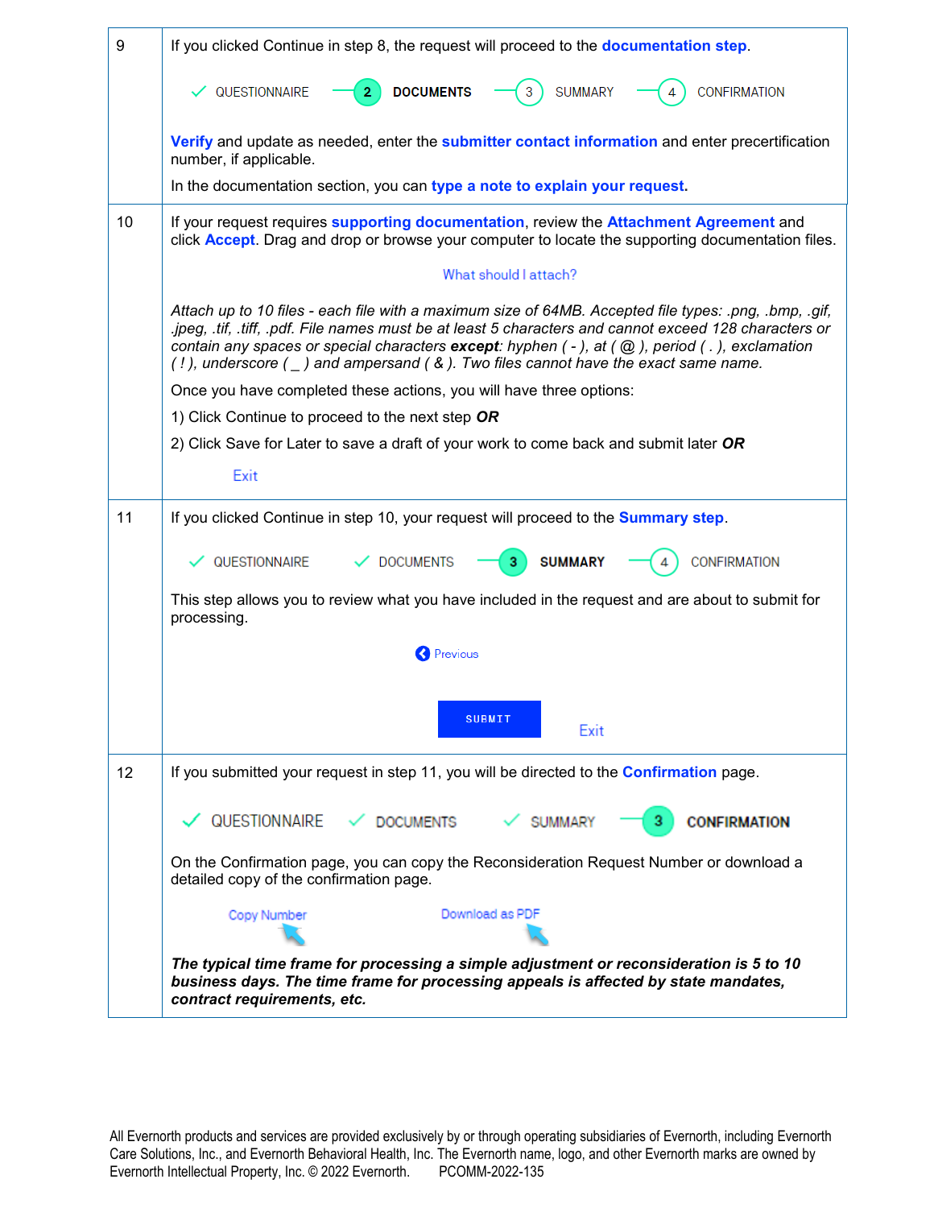| | |
|---|---|
| 9 | If you clicked Continue in step 8, the request will proceed to the **documentation step**.<br><br>✓ QUESTIONNAIRE — 2 **DOCUMENTS** — 3 SUMMARY — 4 CONFIRMATION<br><br>**Verify** and update as needed, enter the **submitter contact information** and enter precertification number, if applicable.<br><br>In the documentation section, you can **type a note to explain your request**. |
| 10 | If your request requires **supporting documentation**, review the **Attachment Agreement** and click **Accept**. Drag and drop or browse your computer to locate the supporting documentation files.<br><br>What should I attach?<br><br>*Attach up to 10 files - each file with a maximum size of 64MB. Accepted file types: .png, .bmp, .gif, .jpeg, .tif, .tiff, .pdf. File names must be at least 5 characters and cannot exceed 128 characters or contain any spaces or special characters* ***except****: hyphen ( - ), at ( @ ), period ( . ), exclamation ( ! ), underscore ( _ ) and ampersand ( & ). Two files cannot have the exact same name.*<br><br>Once you have completed these actions, you will have three options:<br><br>1) Click Continue to proceed to the next step ***OR***<br><br>2) Click Save for Later to save a draft of your work to come back and submit later ***OR***<br><br>Exit |
| 11 | If you clicked Continue in step 10, your request will proceed to the **Summary step**.<br><br>✓ QUESTIONNAIRE ✓ DOCUMENTS — 3 **SUMMARY** — 4 CONFIRMATION<br><br>This step allows you to review what you have included in the request and are about to submit for processing.<br><br>Previous<br><br>SUBMIT Exit |
| 12 | If you submitted your request in step 11, you will be directed to the **Confirmation** page.<br><br>✓ QUESTIONNAIRE ✓ DOCUMENTS ✓ SUMMARY — 3 **CONFIRMATION**<br><br>On the Confirmation page, you can copy the Reconsideration Request Number or download a detailed copy of the confirmation page.<br><br>Copy Number Download as PDF<br><br>***The typical time frame for processing a simple adjustment or reconsideration is 5 to 10 business days. The time frame for processing appeals is affected by state mandates, contract requirements, etc.*** |

All Evernorth products and services are provided exclusively by or through operating subsidiaries of Evernorth, including Evernorth Care Solutions, Inc., and Evernorth Behavioral Health, Inc. The Evernorth name, logo, and other Evernorth marks are owned by Evernorth Intellectual Property, Inc. © 2022 Evernorth. PCOMM-2022-135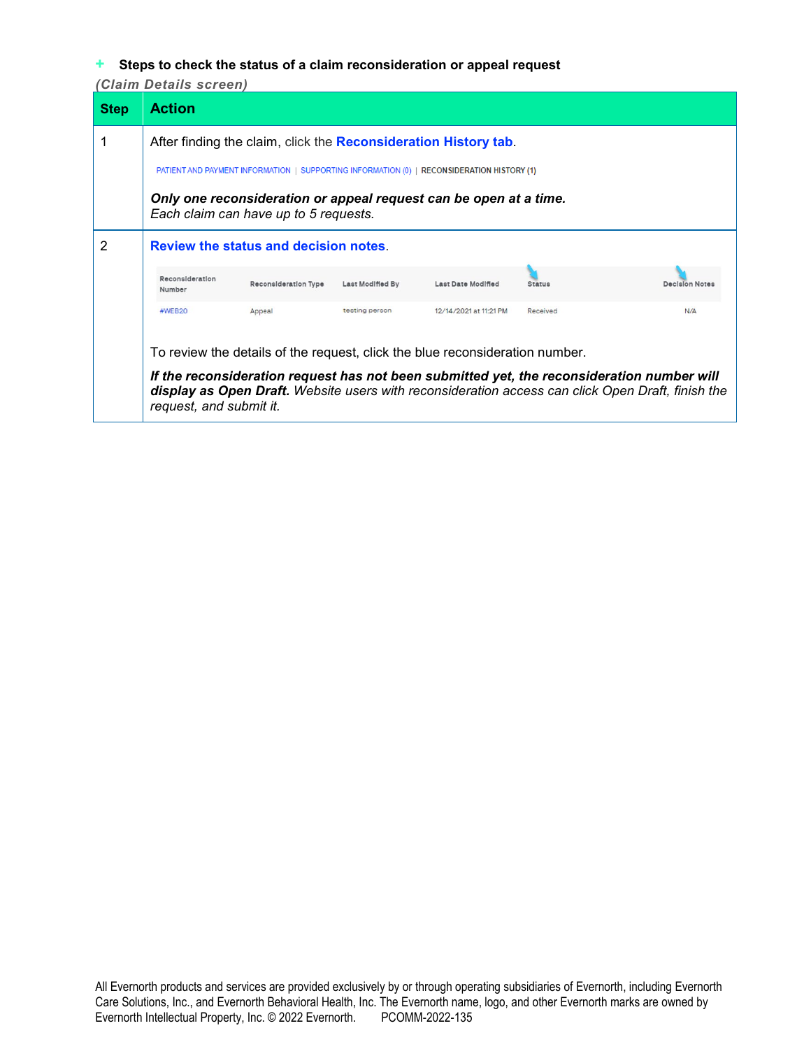## + Steps to check the status of a claim reconsideration or appeal request

*(Claim Details screen)*

| Step | Action |
|---|---|
| 1 | After finding the claim, click the **Reconsideration History tab**.<br><br>PATIENT AND PAYMENT INFORMATION \| SUPPORTING INFORMATION (0) \| RECONSIDERATION HISTORY (1)<br><br>***Only one reconsideration or appeal request can be open at a time.***<br>*Each claim can have up to 5 requests.* |
| 2 | **Review the status and decision notes**.<br><br>Reconsideration Number: #WEB20 · Reconsideration Type: Appeal · Last Modified By: testing person · Last Date Modified: 12/14/2021 at 11:21 PM · Status: Received · Decision Notes: N/A<br><br>To review the details of the request, click the blue reconsideration number.<br><br>***If the reconsideration request has not been submitted yet, the reconsideration number will display as Open Draft.*** *Website users with reconsideration access can click Open Draft, finish the request, and submit it.* |

All Evernorth products and services are provided exclusively by or through operating subsidiaries of Evernorth, including Evernorth Care Solutions, Inc., and Evernorth Behavioral Health, Inc. The Evernorth name, logo, and other Evernorth marks are owned by Evernorth Intellectual Property, Inc. © 2022 Evernorth. PCOMM-2022-135